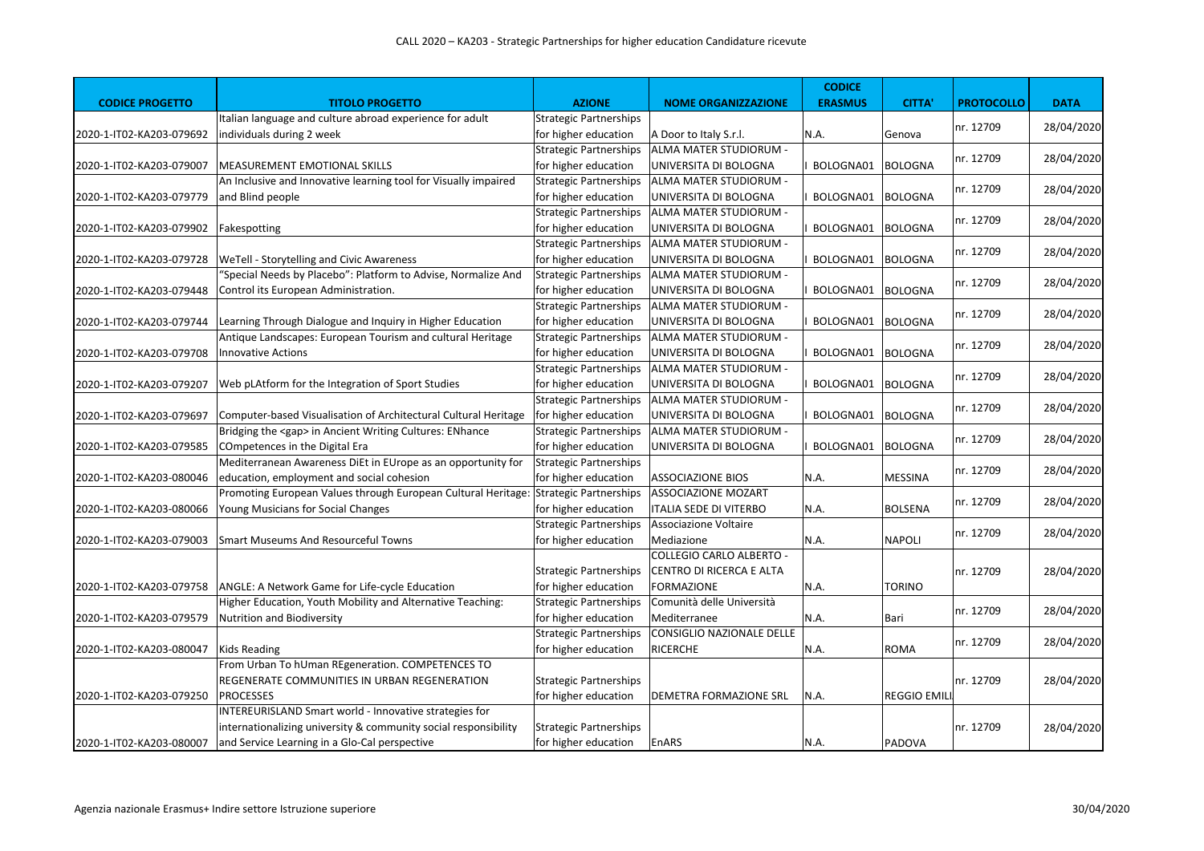# CALL 2020 – KA203 - Strategic Partnerships for higher education Candidature ricevute

| CODICE PROGETTO | TITOLO PROGETTO | AZIONE | NOME ORGANIZZAZIONE | CODICE ERASMUS | CITTA' | PROTOCOLLO | DATA |
|---|---|---|---|---|---|---|---|
| 2020-1-IT02-KA203-079692 | Italian language and culture abroad experience for adult individuals during 2 week | Strategic Partnerships for higher education | A Door to Italy S.r.l. | N.A. | Genova | nr. 12709 | 28/04/2020 |
| 2020-1-IT02-KA203-079007 | MEASUREMENT EMOTIONAL SKILLS | Strategic Partnerships for higher education | ALMA MATER STUDIORUM - UNIVERSITA DI BOLOGNA | I BOLOGNA01 | BOLOGNA | nr. 12709 | 28/04/2020 |
| 2020-1-IT02-KA203-079779 | An Inclusive and Innovative learning tool for Visually impaired and Blind people | Strategic Partnerships for higher education | ALMA MATER STUDIORUM - UNIVERSITA DI BOLOGNA | I BOLOGNA01 | BOLOGNA | nr. 12709 | 28/04/2020 |
| 2020-1-IT02-KA203-079902 | Fakespotting | Strategic Partnerships for higher education | ALMA MATER STUDIORUM - UNIVERSITA DI BOLOGNA | I BOLOGNA01 | BOLOGNA | nr. 12709 | 28/04/2020 |
| 2020-1-IT02-KA203-079728 | WeTell - Storytelling and Civic Awareness | Strategic Partnerships for higher education | ALMA MATER STUDIORUM - UNIVERSITA DI BOLOGNA | I BOLOGNA01 | BOLOGNA | nr. 12709 | 28/04/2020 |
| 2020-1-IT02-KA203-079448 | "Special Needs by Placebo": Platform to Advise, Normalize And Control its European Administration. | Strategic Partnerships for higher education | ALMA MATER STUDIORUM - UNIVERSITA DI BOLOGNA | I BOLOGNA01 | BOLOGNA | nr. 12709 | 28/04/2020 |
| 2020-1-IT02-KA203-079744 | Learning Through Dialogue and Inquiry in Higher Education | Strategic Partnerships for higher education | ALMA MATER STUDIORUM - UNIVERSITA DI BOLOGNA | I BOLOGNA01 | BOLOGNA | nr. 12709 | 28/04/2020 |
| 2020-1-IT02-KA203-079708 | Antique Landscapes: European Tourism and cultural Heritage Innovative Actions | Strategic Partnerships for higher education | ALMA MATER STUDIORUM - UNIVERSITA DI BOLOGNA | I BOLOGNA01 | BOLOGNA | nr. 12709 | 28/04/2020 |
| 2020-1-IT02-KA203-079207 | Web pLAtform for the Integration of Sport Studies | Strategic Partnerships for higher education | ALMA MATER STUDIORUM - UNIVERSITA DI BOLOGNA | I BOLOGNA01 | BOLOGNA | nr. 12709 | 28/04/2020 |
| 2020-1-IT02-KA203-079697 | Computer-based Visualisation of Architectural Cultural Heritage | Strategic Partnerships for higher education | ALMA MATER STUDIORUM - UNIVERSITA DI BOLOGNA | I BOLOGNA01 | BOLOGNA | nr. 12709 | 28/04/2020 |
| 2020-1-IT02-KA203-079585 | Bridging the <gap> in Ancient Writing Cultures: ENhance COmpetences in the Digital Era | Strategic Partnerships for higher education | ALMA MATER STUDIORUM - UNIVERSITA DI BOLOGNA | I BOLOGNA01 | BOLOGNA | nr. 12709 | 28/04/2020 |
| 2020-1-IT02-KA203-080046 | Mediterranean Awareness DiEt in EUrope as an opportunity for education, employment and social cohesion | Strategic Partnerships for higher education | ASSOCIAZIONE BIOS | N.A. | MESSINA | nr. 12709 | 28/04/2020 |
| 2020-1-IT02-KA203-080066 | Promoting European Values through European Cultural Heritage: Young Musicians for Social Changes | Strategic Partnerships for higher education | ASSOCIAZIONE MOZART ITALIA SEDE DI VITERBO | N.A. | BOLSENA | nr. 12709 | 28/04/2020 |
| 2020-1-IT02-KA203-079003 | Smart Museums And Resourceful Towns | Strategic Partnerships for higher education | Associazione Voltaire Mediazione | N.A. | NAPOLI | nr. 12709 | 28/04/2020 |
| 2020-1-IT02-KA203-079758 | ANGLE: A Network Game for Life-cycle Education | Strategic Partnerships for higher education | COLLEGIO CARLO ALBERTO - CENTRO DI RICERCA E ALTA FORMAZIONE | N.A. | TORINO | nr. 12709 | 28/04/2020 |
| 2020-1-IT02-KA203-079579 | Higher Education, Youth Mobility and Alternative Teaching: Nutrition and Biodiversity | Strategic Partnerships for higher education | Comunità delle Università Mediterranee | N.A. | Bari | nr. 12709 | 28/04/2020 |
| 2020-1-IT02-KA203-080047 | Kids Reading | Strategic Partnerships for higher education | CONSIGLIO NAZIONALE DELLE RICERCHE | N.A. | ROMA | nr. 12709 | 28/04/2020 |
| 2020-1-IT02-KA203-079250 | From Urban To hUman REgeneration. COMPETENCES TO REGENERATE COMMUNITIES IN URBAN REGENERATION PROCESSES | Strategic Partnerships for higher education | DEMETRA FORMAZIONE SRL | N.A. | REGGIO EMILI | nr. 12709 | 28/04/2020 |
| 2020-1-IT02-KA203-080007 | INTEREURISLAND Smart world - Innovative strategies for internationalizing university & community social responsibility and Service Learning in a Glo-Cal perspective | Strategic Partnerships for higher education | EnARS | N.A. | PADOVA | nr. 12709 | 28/04/2020 |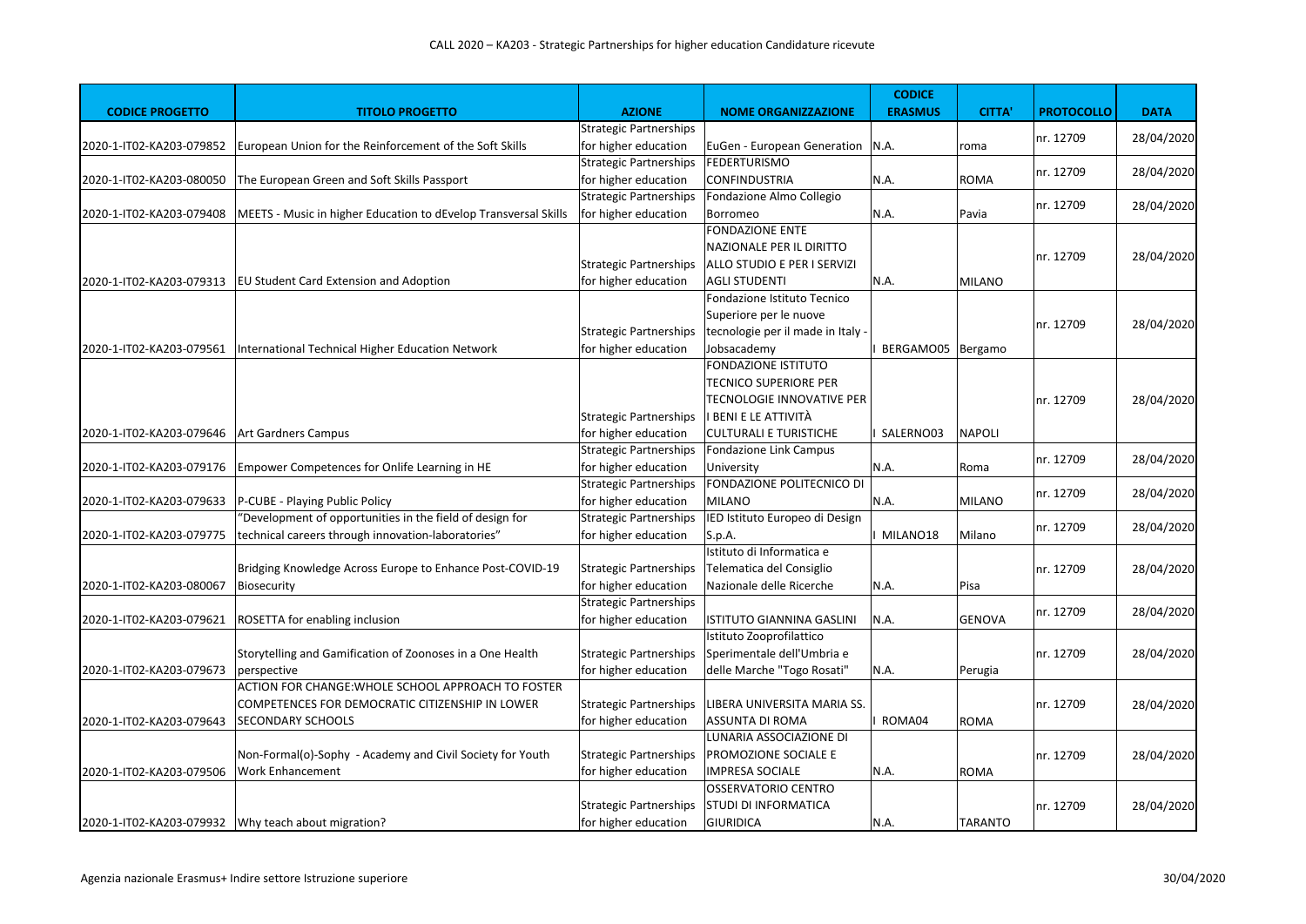CALL 2020 – KA203 - Strategic Partnerships for higher education Candidature ricevute

| CODICE PROGETTO | TITOLO PROGETTO | AZIONE | NOME ORGANIZZAZIONE | CODICE ERASMUS | CITTA' | PROTOCOLLO | DATA |
|---|---|---|---|---|---|---|---|
| 2020-1-IT02-KA203-079852 | European Union for the Reinforcement of the Soft Skills | Strategic Partnerships for higher education | EuGen - European Generation | N.A. | roma | nr. 12709 | 28/04/2020 |
| 2020-1-IT02-KA203-080050 | The European Green and Soft Skills Passport | Strategic Partnerships for higher education | FEDERTURISMO CONFINDUSTRIA | N.A. | ROMA | nr. 12709 | 28/04/2020 |
| 2020-1-IT02-KA203-079408 | MEETS - Music in higher Education to dEvelop Transversal Skills | Strategic Partnerships for higher education | Fondazione Almo Collegio Borromeo | N.A. | Pavia | nr. 12709 | 28/04/2020 |
| 2020-1-IT02-KA203-079313 | EU Student Card Extension and Adoption | Strategic Partnerships for higher education | FONDAZIONE ENTE NAZIONALE PER IL DIRITTO ALLO STUDIO E PER I SERVIZI AGLI STUDENTI | N.A. | MILANO | nr. 12709 | 28/04/2020 |
| 2020-1-IT02-KA203-079561 | International Technical Higher Education Network | Strategic Partnerships for higher education | Fondazione Istituto Tecnico Superiore per le nuove tecnologie per il made in Italy - Jobsacademy | I BERGAMO05 | Bergamo | nr. 12709 | 28/04/2020 |
| 2020-1-IT02-KA203-079646 | Art Gardners Campus | Strategic Partnerships for higher education | FONDAZIONE ISTITUTO TECNICO SUPERIORE PER TECNOLOGIE INNOVATIVE PER I BENI E LE ATTIVITÀ CULTURALI E TURISTICHE | I SALERNO03 | NAPOLI | nr. 12709 | 28/04/2020 |
| 2020-1-IT02-KA203-079176 | Empower Competences for Onlife Learning in HE | Strategic Partnerships for higher education | Fondazione Link Campus University | N.A. | Roma | nr. 12709 | 28/04/2020 |
| 2020-1-IT02-KA203-079633 | P-CUBE - Playing Public Policy | Strategic Partnerships for higher education | FONDAZIONE POLITECNICO DI MILANO | N.A. | MILANO | nr. 12709 | 28/04/2020 |
| 2020-1-IT02-KA203-079775 | "Development of opportunities in the field of design for technical careers through innovation-laboratories" | Strategic Partnerships for higher education | IED Istituto Europeo di Design S.p.A. | I MILANO18 | Milano | nr. 12709 | 28/04/2020 |
| 2020-1-IT02-KA203-080067 | Bridging Knowledge Across Europe to Enhance Post-COVID-19 Biosecurity | Strategic Partnerships for higher education | Istituto di Informatica e Telematica del Consiglio Nazionale delle Ricerche | N.A. | Pisa | nr. 12709 | 28/04/2020 |
| 2020-1-IT02-KA203-079621 | ROSETTA for enabling inclusion | Strategic Partnerships for higher education | ISTITUTO GIANNINA GASLINI | N.A. | GENOVA | nr. 12709 | 28/04/2020 |
| 2020-1-IT02-KA203-079673 | Storytelling and Gamification of Zoonoses in a One Health perspective | Strategic Partnerships for higher education | Istituto Zooprofilattico Sperimentale dell'Umbria e delle Marche "Togo Rosati" | N.A. | Perugia | nr. 12709 | 28/04/2020 |
| 2020-1-IT02-KA203-079643 | ACTION FOR CHANGE:WHOLE SCHOOL APPROACH TO FOSTER COMPETENCES FOR DEMOCRATIC CITIZENSHIP IN LOWER SECONDARY SCHOOLS | Strategic Partnerships for higher education | LIBERA UNIVERSITA MARIA SS. ASSUNTA DI ROMA | I ROMA04 | ROMA | nr. 12709 | 28/04/2020 |
| 2020-1-IT02-KA203-079506 | Non-Formal(o)-Sophy - Academy and Civil Society for Youth Work Enhancement | Strategic Partnerships for higher education | LUNARIA ASSOCIAZIONE DI PROMOZIONE SOCIALE E IMPRESA SOCIALE | N.A. | ROMA | nr. 12709 | 28/04/2020 |
| 2020-1-IT02-KA203-079932 | Why teach about migration? | Strategic Partnerships for higher education | OSSERVATORIO CENTRO STUDI DI INFORMATICA GIURIDICA | N.A. | TARANTO | nr. 12709 | 28/04/2020 |

Agenzia nazionale Erasmus+ Indire settore Istruzione superiore 30/04/2020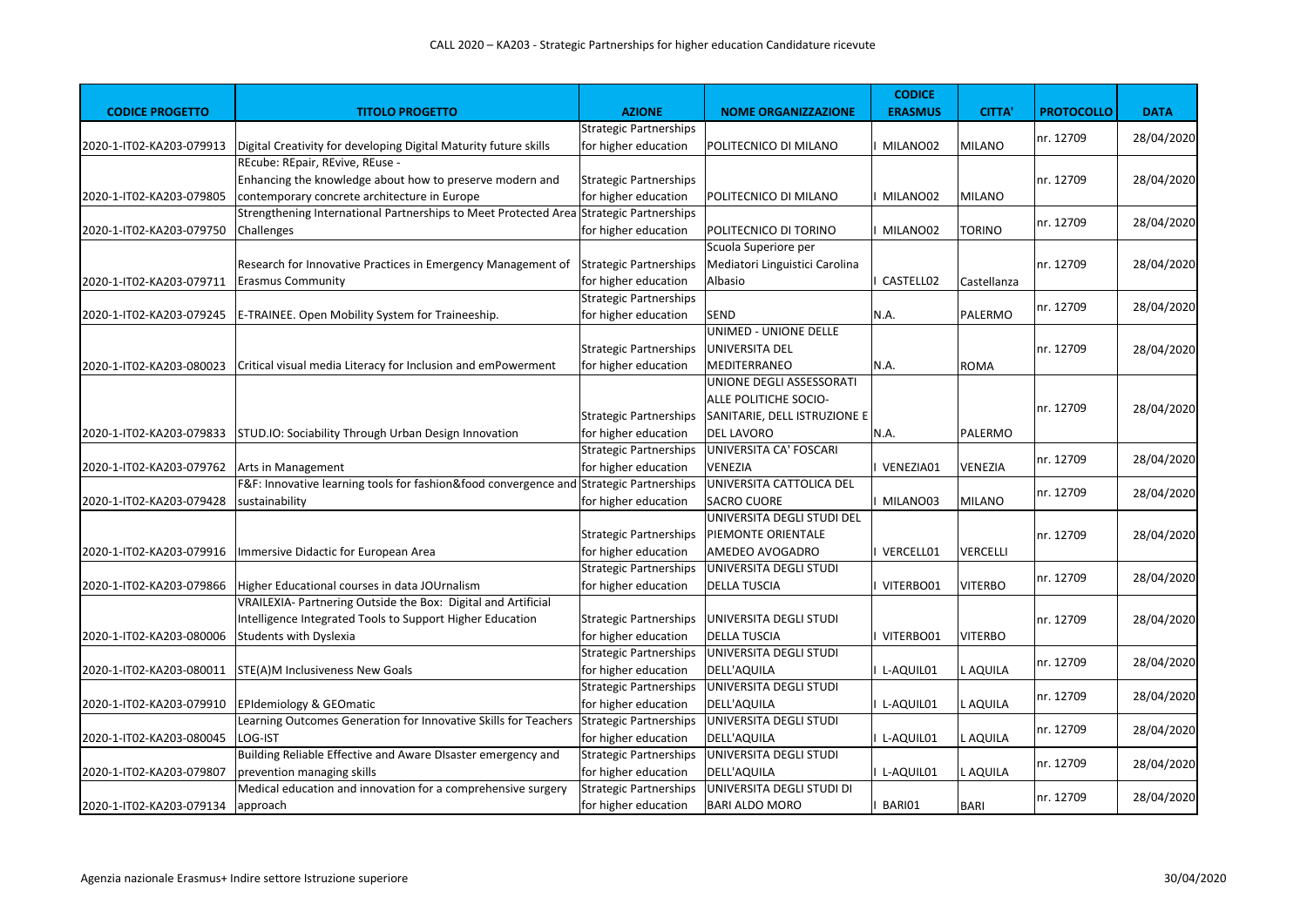CALL 2020 – KA203 - Strategic Partnerships for higher education Candidature ricevute

| CODICE PROGETTO | TITOLO PROGETTO | AZIONE | NOME ORGANIZZAZIONE | CODICE ERASMUS | CITTA' | PROTOCOLLO | DATA |
|---|---|---|---|---|---|---|---|
| 2020-1-IT02-KA203-079913 | Digital Creativity for developing Digital Maturity future skills | Strategic Partnerships for higher education | POLITECNICO DI MILANO | I MILANO02 | MILANO | nr. 12709 | 28/04/2020 |
| 2020-1-IT02-KA203-079805 | REcube: REpair, REvive, REuse - Enhancing the knowledge about how to preserve modern and contemporary concrete architecture in Europe | Strategic Partnerships for higher education | POLITECNICO DI MILANO | I MILANO02 | MILANO | nr. 12709 | 28/04/2020 |
| 2020-1-IT02-KA203-079750 | Strengthening International Partnerships to Meet Protected Area Challenges | Strategic Partnerships for higher education | POLITECNICO DI TORINO | I MILANO02 | TORINO | nr. 12709 | 28/04/2020 |
| 2020-1-IT02-KA203-079711 | Research for Innovative Practices in Emergency Management of Erasmus Community | Strategic Partnerships for higher education | Scuola Superiore per Mediatori Linguistici Carolina Albasio | I CASTELL02 | Castellanza | nr. 12709 | 28/04/2020 |
| 2020-1-IT02-KA203-079245 | E-TRAINEE. Open Mobility System for Traineeship. | Strategic Partnerships for higher education | SEND | N.A. | PALERMO | nr. 12709 | 28/04/2020 |
| 2020-1-IT02-KA203-080023 | Critical visual media Literacy for Inclusion and emPowerment | Strategic Partnerships for higher education | UNIMED - UNIONE DELLE UNIVERSITA DEL MEDITERRANEO | N.A. | ROMA | nr. 12709 | 28/04/2020 |
| 2020-1-IT02-KA203-079833 | STUD.IO: Sociability Through Urban Design Innovation | Strategic Partnerships for higher education | UNIONE DEGLI ASSESSORATI ALLE POLITICHE SOCIO-SANITARIE, DELL ISTRUZIONE E DEL LAVORO | N.A. | PALERMO | nr. 12709 | 28/04/2020 |
| 2020-1-IT02-KA203-079762 | Arts in Management | Strategic Partnerships for higher education | UNIVERSITA CA' FOSCARI VENEZIA | I VENEZIA01 | VENEZIA | nr. 12709 | 28/04/2020 |
| 2020-1-IT02-KA203-079428 | F&F: Innovative learning tools for fashion&food convergence and sustainability | Strategic Partnerships for higher education | UNIVERSITA CATTOLICA DEL SACRO CUORE | I MILANO03 | MILANO | nr. 12709 | 28/04/2020 |
| 2020-1-IT02-KA203-079916 | Immersive Didactic for European Area | Strategic Partnerships for higher education | UNIVERSITA DEGLI STUDI DEL PIEMONTE ORIENTALE AMEDEO AVOGADRO | I VERCELL01 | VERCELLI | nr. 12709 | 28/04/2020 |
| 2020-1-IT02-KA203-079866 | Higher Educational courses in data JOUrnalism | Strategic Partnerships for higher education | UNIVERSITA DEGLI STUDI DELLA TUSCIA | I VITERBO01 | VITERBO | nr. 12709 | 28/04/2020 |
| 2020-1-IT02-KA203-080006 | VRAILEXIA- Partnering Outside the Box: Digital and Artificial Intelligence Integrated Tools to Support Higher Education Students with Dyslexia | Strategic Partnerships for higher education | UNIVERSITA DEGLI STUDI DELLA TUSCIA | I VITERBO01 | VITERBO | nr. 12709 | 28/04/2020 |
| 2020-1-IT02-KA203-080011 | STE(A)M Inclusiveness New Goals | Strategic Partnerships for higher education | UNIVERSITA DEGLI STUDI DELL'AQUILA | I L-AQUIL01 | L AQUILA | nr. 12709 | 28/04/2020 |
| 2020-1-IT02-KA203-079910 | EPIdemiology & GEOmatic | Strategic Partnerships for higher education | UNIVERSITA DEGLI STUDI DELL'AQUILA | I L-AQUIL01 | L AQUILA | nr. 12709 | 28/04/2020 |
| 2020-1-IT02-KA203-080045 | Learning Outcomes Generation for Innovative Skills for Teachers LOG-IST | Strategic Partnerships for higher education | UNIVERSITA DEGLI STUDI DELL'AQUILA | I L-AQUIL01 | L AQUILA | nr. 12709 | 28/04/2020 |
| 2020-1-IT02-KA203-079807 | Building Reliable Effective and Aware DIsaster emergency and prevention managing skills | Strategic Partnerships for higher education | UNIVERSITA DEGLI STUDI DELL'AQUILA | I L-AQUIL01 | L AQUILA | nr. 12709 | 28/04/2020 |
| 2020-1-IT02-KA203-079134 | Medical education and innovation for a comprehensive surgery approach | Strategic Partnerships for higher education | UNIVERSITA DEGLI STUDI DI BARI ALDO MORO | I BARI01 | BARI | nr. 12709 | 28/04/2020 |

Agenzia nazionale Erasmus+ Indire settore Istruzione superiore 30/04/2020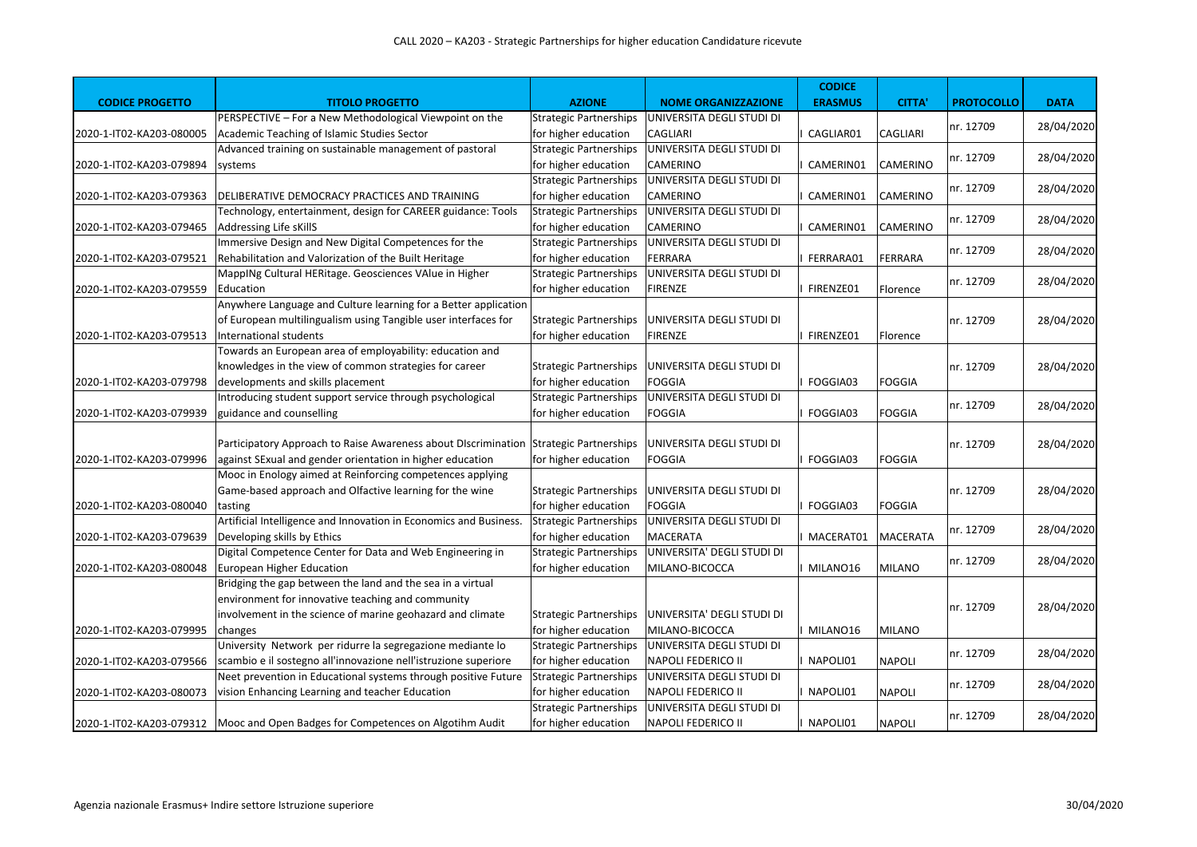| CODICE PROGETTO | TITOLO PROGETTO | AZIONE | NOME ORGANIZZAZIONE | CODICE ERASMUS | CITTA' | PROTOCOLLO | DATA |
|---|---|---|---|---|---|---|---|
| 2020-1-IT02-KA203-080005 | PERSPECTIVE – For a New Methodological Viewpoint on the Academic Teaching of Islamic Studies Sector | Strategic Partnerships for higher education | UNIVERSITA DEGLI STUDI DI CAGLIARI | I CAGLIAR01 | CAGLIARI | nr. 12709 | 28/04/2020 |
| 2020-1-IT02-KA203-079894 | Advanced training on sustainable management of pastoral systems | Strategic Partnerships for higher education | UNIVERSITA DEGLI STUDI DI CAMERINO | I CAMERIN01 | CAMERINO | nr. 12709 | 28/04/2020 |
| 2020-1-IT02-KA203-079363 | DELIBERATIVE DEMOCRACY PRACTICES AND TRAINING | Strategic Partnerships for higher education | UNIVERSITA DEGLI STUDI DI CAMERINO | I CAMERIN01 | CAMERINO | nr. 12709 | 28/04/2020 |
| 2020-1-IT02-KA203-079465 | Technology, entertainment, design for CAREER guidance: Tools Addressing Life sKillS | Strategic Partnerships for higher education | UNIVERSITA DEGLI STUDI DI CAMERINO | I CAMERIN01 | CAMERINO | nr. 12709 | 28/04/2020 |
| 2020-1-IT02-KA203-079521 | Immersive Design and New Digital Competences for the Rehabilitation and Valorization of the Built Heritage | Strategic Partnerships for higher education | UNIVERSITA DEGLI STUDI DI FERRARA | I FERRARA01 | FERRARA | nr. 12709 | 28/04/2020 |
| 2020-1-IT02-KA203-079559 | MappINg Cultural HERitage. Geosciences VAlue in Higher Education | Strategic Partnerships for higher education | UNIVERSITA DEGLI STUDI DI FIRENZE | I FIRENZE01 | Florence | nr. 12709 | 28/04/2020 |
| 2020-1-IT02-KA203-079513 | Anywhere Language and Culture learning for a Better application of European multilingualism using Tangible user interfaces for International students | Strategic Partnerships for higher education | UNIVERSITA DEGLI STUDI DI FIRENZE | I FIRENZE01 | Florence | nr. 12709 | 28/04/2020 |
| 2020-1-IT02-KA203-079798 | Towards an European area of employability: education and knowledges in the view of common strategies for career developments and skills placement | Strategic Partnerships for higher education | UNIVERSITA DEGLI STUDI DI FOGGIA | I FOGGIA03 | FOGGIA | nr. 12709 | 28/04/2020 |
| 2020-1-IT02-KA203-079939 | Introducing student support service through psychological guidance and counselling | Strategic Partnerships for higher education | UNIVERSITA DEGLI STUDI DI FOGGIA | I FOGGIA03 | FOGGIA | nr. 12709 | 28/04/2020 |
| 2020-1-IT02-KA203-079996 | Participatory Approach to Raise Awareness about DIscrimination against SExual and gender orientation in higher education | Strategic Partnerships for higher education | UNIVERSITA DEGLI STUDI DI FOGGIA | I FOGGIA03 | FOGGIA | nr. 12709 | 28/04/2020 |
| 2020-1-IT02-KA203-080040 | Mooc in Enology aimed at Reinforcing competences applying Game-based approach and Olfactive learning for the wine tasting | Strategic Partnerships for higher education | UNIVERSITA DEGLI STUDI DI FOGGIA | I FOGGIA03 | FOGGIA | nr. 12709 | 28/04/2020 |
| 2020-1-IT02-KA203-079639 | Artificial Intelligence and Innovation in Economics and Business. Developing skills by Ethics | Strategic Partnerships for higher education | UNIVERSITA DEGLI STUDI DI MACERATA | I MACERAT01 | MACERATA | nr. 12709 | 28/04/2020 |
| 2020-1-IT02-KA203-080048 | Digital Competence Center for Data and Web Engineering in European Higher Education | Strategic Partnerships for higher education | UNIVERSITA' DEGLI STUDI DI MILANO-BICOCCA | I MILANO16 | MILANO | nr. 12709 | 28/04/2020 |
| 2020-1-IT02-KA203-079995 | Bridging the gap between the land and the sea in a virtual environment for innovative teaching and community involvement in the science of marine geohazard and climate changes | Strategic Partnerships for higher education | UNIVERSITA' DEGLI STUDI DI MILANO-BICOCCA | I MILANO16 | MILANO | nr. 12709 | 28/04/2020 |
| 2020-1-IT02-KA203-079566 | University Network per ridurre la segregazione mediante lo scambio e il sostegno all'innovazione nell'istruzione superiore | Strategic Partnerships for higher education | UNIVERSITA DEGLI STUDI DI NAPOLI FEDERICO II | I NAPOLI01 | NAPOLI | nr. 12709 | 28/04/2020 |
| 2020-1-IT02-KA203-080073 | Neet prevention in Educational systems through positive Future vision Enhancing Learning and teacher Education | Strategic Partnerships for higher education | UNIVERSITA DEGLI STUDI DI NAPOLI FEDERICO II | I NAPOLI01 | NAPOLI | nr. 12709 | 28/04/2020 |
| 2020-1-IT02-KA203-079312 | Mooc and Open Badges for Competences on Algotihm Audit | Strategic Partnerships for higher education | UNIVERSITA DEGLI STUDI DI NAPOLI FEDERICO II | I NAPOLI01 | NAPOLI | nr. 12709 | 28/04/2020 |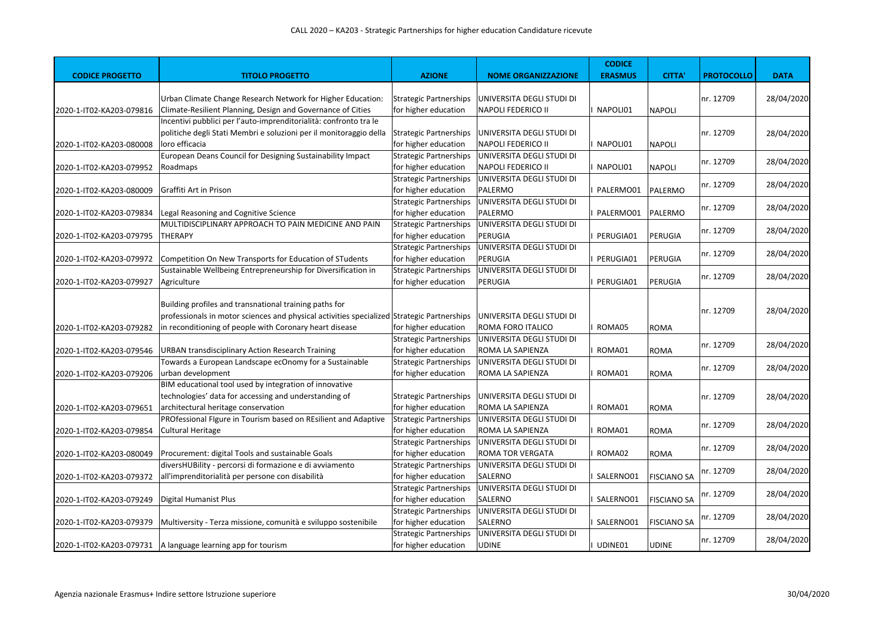| CODICE PROGETTO | TITOLO PROGETTO | AZIONE | NOME ORGANIZZAZIONE | CODICE ERASMUS | CITTA' | PROTOCOLLO | DATA |
|---|---|---|---|---|---|---|---|
| 2020-1-IT02-KA203-079816 | Urban Climate Change Research Network for Higher Education: Climate-Resilient Planning, Design and Governance of Cities | Strategic Partnerships for higher education | UNIVERSITA DEGLI STUDI DI NAPOLI FEDERICO II | I NAPOLI01 | NAPOLI | nr. 12709 | 28/04/2020 |
| 2020-1-IT02-KA203-080008 | Incentivi pubblici per l'auto-imprenditorialità: confronto tra le politiche degli Stati Membri e soluzioni per il monitoraggio della loro efficacia | Strategic Partnerships for higher education | UNIVERSITA DEGLI STUDI DI NAPOLI FEDERICO II | I NAPOLI01 | NAPOLI | nr. 12709 | 28/04/2020 |
| 2020-1-IT02-KA203-079952 | European Deans Council for Designing Sustainability Impact Roadmaps | Strategic Partnerships for higher education | UNIVERSITA DEGLI STUDI DI NAPOLI FEDERICO II | I NAPOLI01 | NAPOLI | nr. 12709 | 28/04/2020 |
| 2020-1-IT02-KA203-080009 | Graffiti Art in Prison | Strategic Partnerships for higher education | UNIVERSITA DEGLI STUDI DI PALERMO | I PALERMO01 | PALERMO | nr. 12709 | 28/04/2020 |
| 2020-1-IT02-KA203-079834 | Legal Reasoning and Cognitive Science | Strategic Partnerships for higher education | UNIVERSITA DEGLI STUDI DI PALERMO | I PALERMO01 | PALERMO | nr. 12709 | 28/04/2020 |
| 2020-1-IT02-KA203-079795 | MULTIDISCIPLINARY APPROACH TO PAIN MEDICINE AND PAIN THERAPY | Strategic Partnerships for higher education | UNIVERSITA DEGLI STUDI DI PERUGIA | I PERUGIA01 | PERUGIA | nr. 12709 | 28/04/2020 |
| 2020-1-IT02-KA203-079972 | Competition On New Transports for Education of STudents | Strategic Partnerships for higher education | UNIVERSITA DEGLI STUDI DI PERUGIA | I PERUGIA01 | PERUGIA | nr. 12709 | 28/04/2020 |
| 2020-1-IT02-KA203-079927 | Sustainable Wellbeing Entrepreneurship for Diversification in Agriculture | Strategic Partnerships for higher education | UNIVERSITA DEGLI STUDI DI PERUGIA | I PERUGIA01 | PERUGIA | nr. 12709 | 28/04/2020 |
| 2020-1-IT02-KA203-079282 | Building profiles and transnational training paths for professionals in motor sciences and physical activities specialized in reconditioning of people with Coronary heart disease | Strategic Partnerships for higher education | UNIVERSITA DEGLI STUDI DI ROMA FORO ITALICO | I ROMA05 | ROMA | nr. 12709 | 28/04/2020 |
| 2020-1-IT02-KA203-079546 | URBAN transdisciplinary Action Research Training | Strategic Partnerships for higher education | UNIVERSITA DEGLI STUDI DI ROMA LA SAPIENZA | I ROMA01 | ROMA | nr. 12709 | 28/04/2020 |
| 2020-1-IT02-KA203-079206 | Towards a European Landscape ecOnomy for a Sustainable urban development | Strategic Partnerships for higher education | UNIVERSITA DEGLI STUDI DI ROMA LA SAPIENZA | I ROMA01 | ROMA | nr. 12709 | 28/04/2020 |
| 2020-1-IT02-KA203-079651 | BIM educational tool used by integration of innovative technologies' data for accessing and understanding of architectural heritage conservation | Strategic Partnerships for higher education | UNIVERSITA DEGLI STUDI DI ROMA LA SAPIENZA | I ROMA01 | ROMA | nr. 12709 | 28/04/2020 |
| 2020-1-IT02-KA203-079854 | PROfessional FIgure in Tourism based on REsilient and Adaptive Cultural Heritage | Strategic Partnerships for higher education | UNIVERSITA DEGLI STUDI DI ROMA LA SAPIENZA | I ROMA01 | ROMA | nr. 12709 | 28/04/2020 |
| 2020-1-IT02-KA203-080049 | Procurement: digital Tools and sustainable Goals | Strategic Partnerships for higher education | UNIVERSITA DEGLI STUDI DI ROMA TOR VERGATA | I ROMA02 | ROMA | nr. 12709 | 28/04/2020 |
| 2020-1-IT02-KA203-079372 | diversHUBility - percorsi di formazione e di avviamento all'imprenditorialità per persone con disabilità | Strategic Partnerships for higher education | UNIVERSITA DEGLI STUDI DI SALERNO | I SALERNO01 | FISCIANO SA | nr. 12709 | 28/04/2020 |
| 2020-1-IT02-KA203-079249 | Digital Humanist Plus | Strategic Partnerships for higher education | UNIVERSITA DEGLI STUDI DI SALERNO | I SALERNO01 | FISCIANO SA | nr. 12709 | 28/04/2020 |
| 2020-1-IT02-KA203-079379 | Multiversity - Terza missione, comunità e sviluppo sostenibile | Strategic Partnerships for higher education | UNIVERSITA DEGLI STUDI DI SALERNO | I SALERNO01 | FISCIANO SA | nr. 12709 | 28/04/2020 |
| 2020-1-IT02-KA203-079731 | A language learning app for tourism | Strategic Partnerships for higher education | UNIVERSITA DEGLI STUDI DI UDINE | I UDINE01 | UDINE | nr. 12709 | 28/04/2020 |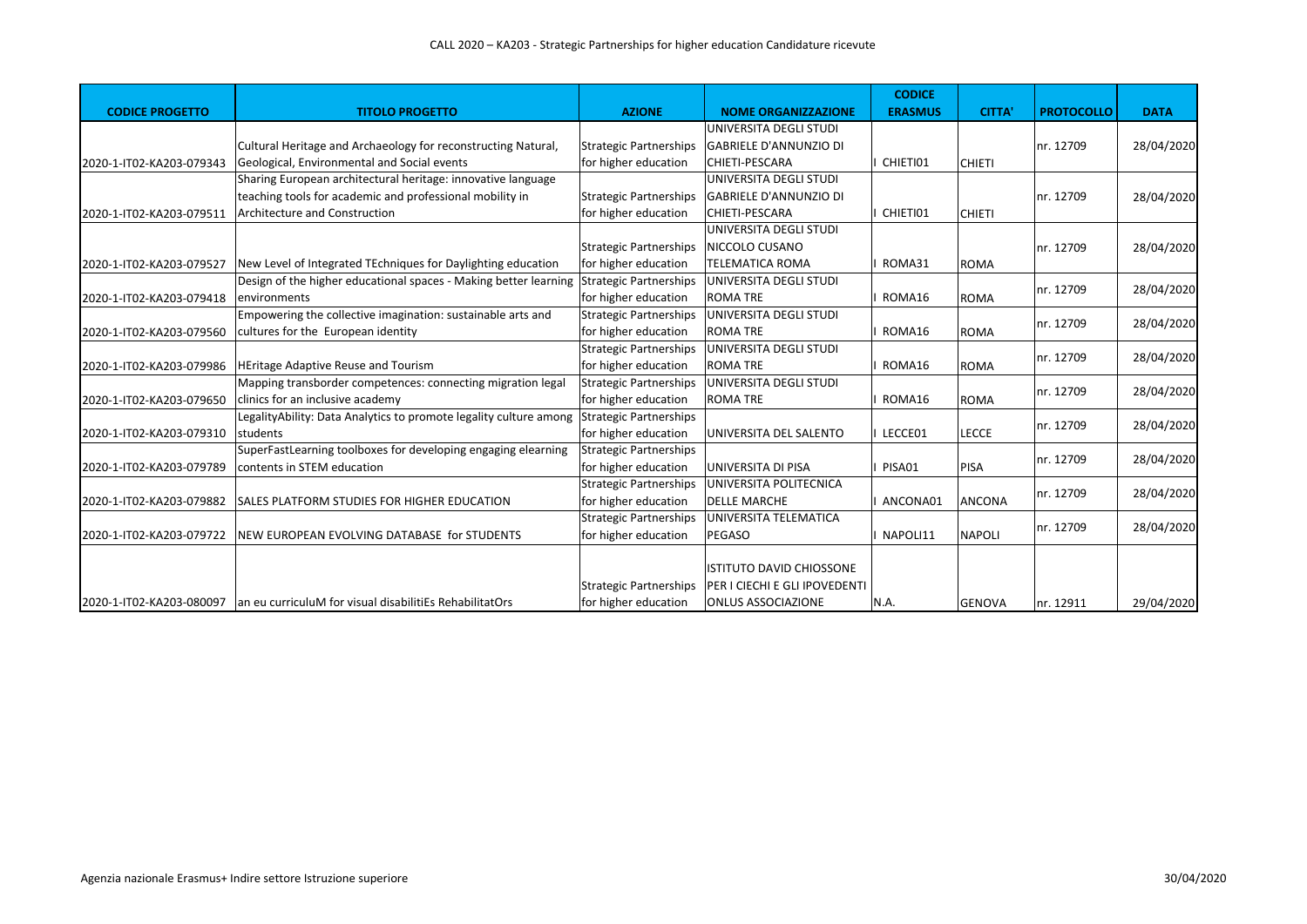CALL 2020 – KA203 - Strategic Partnerships for higher education Candidature ricevute

| CODICE PROGETTO | TITOLO PROGETTO | AZIONE | NOME ORGANIZZAZIONE | CODICE ERASMUS | CITTA' | PROTOCOLLO | DATA |
|---|---|---|---|---|---|---|---|
| 2020-1-IT02-KA203-079343 | Cultural Heritage and Archaeology for reconstructing Natural, Geological, Environmental and Social events | Strategic Partnerships for higher education | UNIVERSITA DEGLI STUDI GABRIELE D'ANNUNZIO DI CHIETI-PESCARA | I CHIETI01 | CHIETI | nr. 12709 | 28/04/2020 |
| 2020-1-IT02-KA203-079511 | Sharing European architectural heritage: innovative language teaching tools for academic and professional mobility in Architecture and Construction | Strategic Partnerships for higher education | UNIVERSITA DEGLI STUDI GABRIELE D'ANNUNZIO DI CHIETI-PESCARA | I CHIETI01 | CHIETI | nr. 12709 | 28/04/2020 |
| 2020-1-IT02-KA203-079527 | New Level of Integrated TEchniques for Daylighting education | Strategic Partnerships for higher education | UNIVERSITA DEGLI STUDI NICCOLO CUSANO TELEMATICA ROMA | I ROMA31 | ROMA | nr. 12709 | 28/04/2020 |
| 2020-1-IT02-KA203-079418 | Design of the higher educational spaces - Making better learning environments | Strategic Partnerships for higher education | UNIVERSITA DEGLI STUDI ROMA TRE | I ROMA16 | ROMA | nr. 12709 | 28/04/2020 |
| 2020-1-IT02-KA203-079560 | Empowering the collective imagination: sustainable arts and cultures for the European identity | Strategic Partnerships for higher education | UNIVERSITA DEGLI STUDI ROMA TRE | I ROMA16 | ROMA | nr. 12709 | 28/04/2020 |
| 2020-1-IT02-KA203-079986 | HEritage Adaptive Reuse and Tourism | Strategic Partnerships for higher education | UNIVERSITA DEGLI STUDI ROMA TRE | I ROMA16 | ROMA | nr. 12709 | 28/04/2020 |
| 2020-1-IT02-KA203-079650 | Mapping transborder competences: connecting migration legal clinics for an inclusive academy | Strategic Partnerships for higher education | UNIVERSITA DEGLI STUDI ROMA TRE | I ROMA16 | ROMA | nr. 12709 | 28/04/2020 |
| 2020-1-IT02-KA203-079310 | LegalityAbility: Data Analytics to promote legality culture among students | Strategic Partnerships for higher education | UNIVERSITA DEL SALENTO | I LECCE01 | LECCE | nr. 12709 | 28/04/2020 |
| 2020-1-IT02-KA203-079789 | SuperFastLearning toolboxes for developing engaging elearning contents in STEM education | Strategic Partnerships for higher education | UNIVERSITA DI PISA | I PISA01 | PISA | nr. 12709 | 28/04/2020 |
| 2020-1-IT02-KA203-079882 | SALES PLATFORM STUDIES FOR HIGHER EDUCATION | Strategic Partnerships for higher education | UNIVERSITA POLITECNICA DELLE MARCHE | I ANCONA01 | ANCONA | nr. 12709 | 28/04/2020 |
| 2020-1-IT02-KA203-079722 | NEW EUROPEAN EVOLVING DATABASE for STUDENTS | Strategic Partnerships for higher education | UNIVERSITA TELEMATICA PEGASO | I NAPOLI11 | NAPOLI | nr. 12709 | 28/04/2020 |
| 2020-1-IT02-KA203-080097 | an eu curriculuM for visual disabilitiEs RehabilitatOrs | Strategic Partnerships for higher education | ISTITUTO DAVID CHIOSSONE PER I CIECHI E GLI IPOVEDENTI ONLUS ASSOCIAZIONE | N.A. | GENOVA | nr. 12911 | 29/04/2020 |

Agenzia nazionale Erasmus+ Indire settore Istruzione superiore

30/04/2020